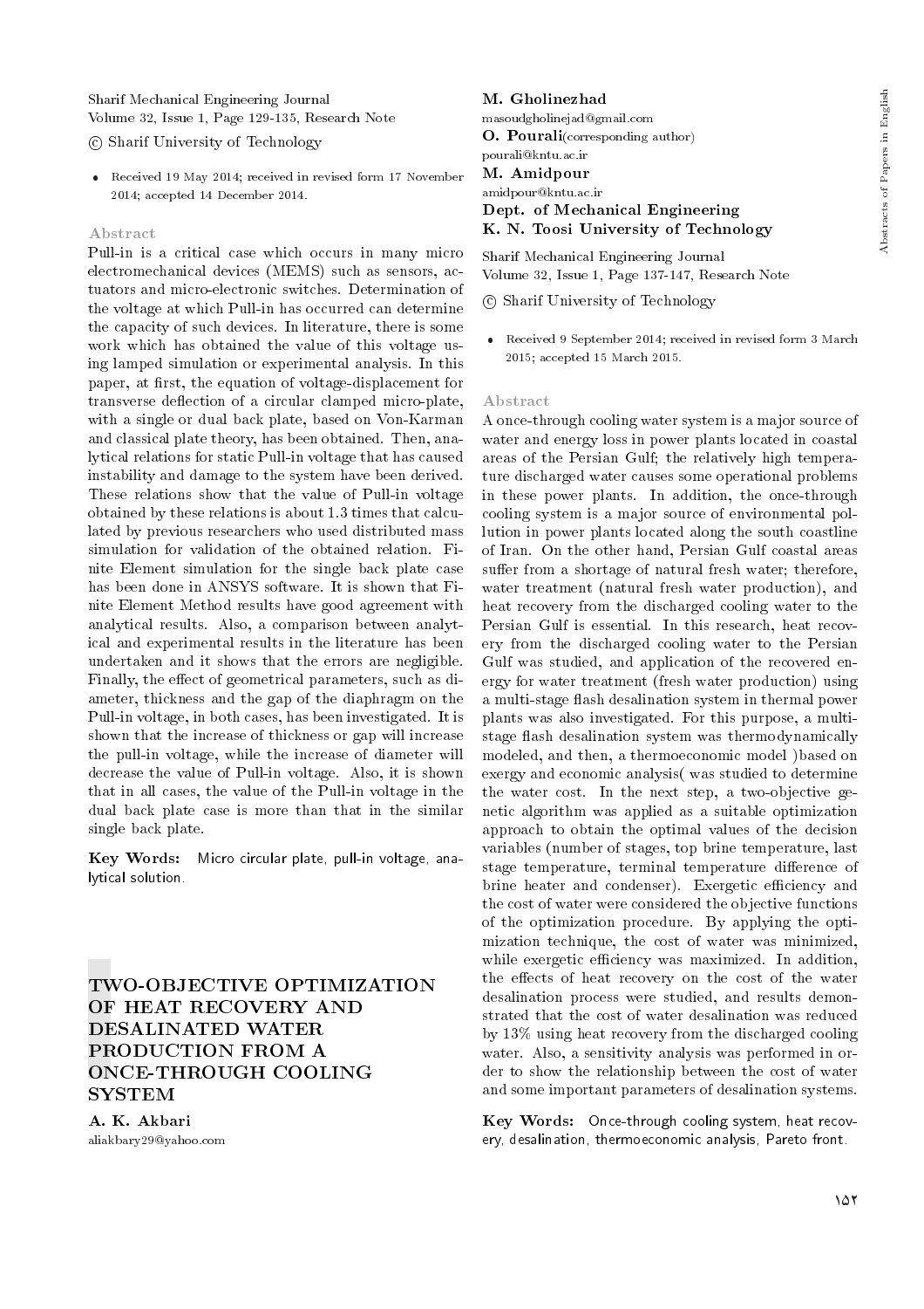Sharif Mechanical Engineering Journal
Volume 32, Issue 1, Page 129-135, Research Note

© Sharif University of Technology

- Received 19 May 2014; received in revised form 17 November 2014; accepted 14 December 2014.

### Abstract

Pull-in is a critical case which occurs in many micro electromechanical devices (MEMS) such as sensors, actuators and micro-electronic switches. Determination of the voltage at which Pull-in has occurred can determine the capacity of such devices. In literature, there is some work which has obtained the value of this voltage using lamped simulation or experimental analysis. In this paper, at first, the equation of voltage-displacement for transverse deflection of a circular clamped micro-plate, with a single or dual back plate, based on Von-Karman and classical plate theory, has been obtained. Then, analytical relations for static Pull-in voltage that has caused instability and damage to the system have been derived. These relations show that the value of Pull-in voltage obtained by these relations is about 1.3 times that calculated by previous researchers who used distributed mass simulation for validation of the obtained relation. Finite Element simulation for the single back plate case has been done in ANSYS software. It is shown that Finite Element Method results have good agreement with analytical results. Also, a comparison between analytical and experimental results in the literature has been undertaken and it shows that the errors are negligible. Finally, the effect of geometrical parameters, such as diameter, thickness and the gap of the diaphragm on the Pull-in voltage, in both cases, has been investigated. It is shown that the increase of thickness or gap will increase the pull-in voltage, while the increase of diameter will decrease the value of Pull-in voltage. Also, it is shown that in all cases, the value of the Pull-in voltage in the dual back plate case is more than that in the similar single back plate.

**Key Words:** Micro circular plate, pull-in voltage, analytical solution.

## TWO-OBJECTIVE OPTIMIZATION OF HEAT RECOVERY AND DESALINATED WATER PRODUCTION FROM A ONCE-THROUGH COOLING SYSTEM

**A. K. Akbari**
aliakbary29@yahoo.com

**M. Gholinezhad**
masoudgholinejad@gmail.com

**O. Pourali** (corresponding author)
pourali@kntu.ac.ir

**M. Amidpour**
amidpour@kntu.ac.ir

**Dept. of Mechanical Engineering**
**K. N. Toosi University of Technology**

Sharif Mechanical Engineering Journal
Volume 32, Issue 1, Page 137-147, Research Note

© Sharif University of Technology

- Received 9 September 2014; received in revised form 3 March 2015; accepted 15 March 2015.

### Abstract

A once-through cooling water system is a major source of water and energy loss in power plants located in coastal areas of the Persian Gulf; the relatively high temperature discharged water causes some operational problems in these power plants. In addition, the once-through cooling system is a major source of environmental pollution in power plants located along the south coastline of Iran. On the other hand, Persian Gulf coastal areas suffer from a shortage of natural fresh water; therefore, water treatment (natural fresh water production), and heat recovery from the discharged cooling water to the Persian Gulf is essential. In this research, heat recovery from the discharged cooling water to the Persian Gulf was studied, and application of the recovered energy for water treatment (fresh water production) using a multi-stage flash desalination system in thermal power plants was also investigated. For this purpose, a multi-stage flash desalination system was thermodynamically modeled, and then, a thermoeconomic model )based on exergy and economic analysis( was studied to determine the water cost. In the next step, a two-objective genetic algorithm was applied as a suitable optimization approach to obtain the optimal values of the decision variables (number of stages, top brine temperature, last stage temperature, terminal temperature difference of brine heater and condenser). Exergetic efficiency and the cost of water were considered the objective functions of the optimization procedure. By applying the optimization technique, the cost of water was minimized, while exergetic efficiency was maximized. In addition, the effects of heat recovery on the cost of the water desalination process were studied, and results demonstrated that the cost of water desalination was reduced by 13% using heat recovery from the discharged cooling water. Also, a sensitivity analysis was performed in order to show the relationship between the cost of water and some important parameters of desalination systems.

**Key Words:** Once-through cooling system, heat recovery, desalination, thermoeconomic analysis, Pareto front.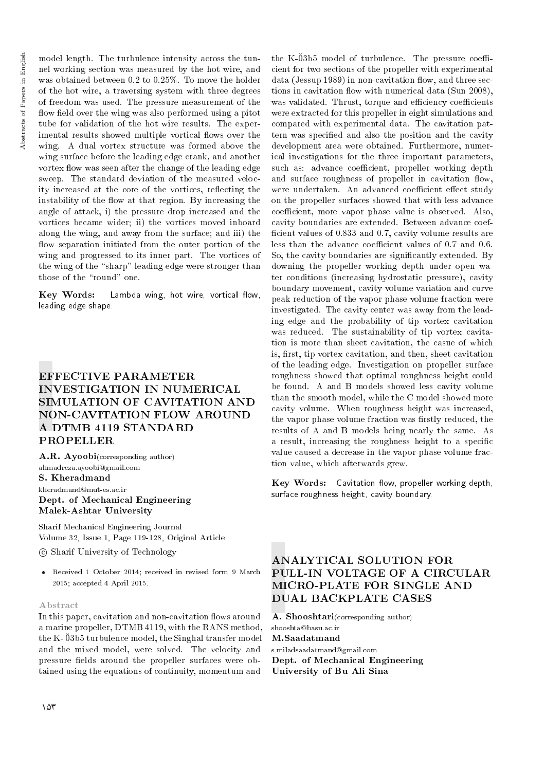model length. The turbulence intensity across the tunnel working section was measured by the hot wire, and was obtained between 0.2 to 0.25%. To move the holder of the hot wire, a traversing system with three degrees of freedom was used. The pressure measurement of the flow field over the wing was also performed using a pitot tube for validation of the hot wire results. The experimental results showed multiple vortical flows over the wing. A dual vortex structure was formed above the wing surface before the leading edge crank, and another vortex flow was seen after the change of the leading edge sweep. The standard deviation of the measured velocity increased at the core of the vortices, reflecting the instability of the flow at that region. By increasing the angle of attack, i) the pressure drop increased and the vortices became wider; ii) the vortices moved inboard along the wing, and away from the surface; and iii) the flow separation initiated from the outer portion of the wing and progressed to its inner part. The vortices of the wing of the "sharp" leading edge were stronger than those of the "round" one.

**Key Words:** Lambda wing, hot wire, vortical flow, leading edge shape.

## EFFECTIVE PARAMETER INVESTIGATION IN NUMERICAL SIMULATION OF CAVITATION AND NON-CAVITATION FLOW AROUND A DTMB 4119 STANDARD PROPELLER

**A.R. Ayoobi**(corresponding author)
ahmadreza.ayoobi@gmail.com
**S. Kheradmand**
kheradmand@mut-es.ac.ir
**Dept. of Mechanical Engineering**
**Malek-Ashtar University**

Sharif Mechanical Engineering Journal
Volume 32, Issue 1, Page 119-128, Original Article

© Sharif University of Technology

- Received 1 October 2014; received in revised form 9 March 2015; accepted 4 April 2015.

### Abstract

In this paper, cavitation and non-cavitation flows around a marine propeller, DTMB 4119, with the RANS method, the K- Ò3b5 turbulence model, the Singhal transfer model and the mixed model, were solved. The velocity and pressure fields around the propeller surfaces were obtained using the equations of continuity, momentum and the K-Ò3b5 model of turbulence. The pressure coefficient for two sections of the propeller with experimental data (Jessup 1989) in non-cavitation flow, and three sections in cavitation flow with numerical data (Sun 2008), was validated. Thrust, torque and efficiency coefficients were extracted for this propeller in eight simulations and compared with experimental data. The cavitation pattern was specified and also the position and the cavity development area were obtained. Furthermore, numerical investigations for the three important parameters, such as: advance coefficient, propeller working depth and surface roughness of propeller in cavitation flow, were undertaken. An advanced coefficient effect study on the propeller surfaces showed that with less advance coefficient, more vapor phase value is observed. Also, cavity boundaries are extended. Between advance coefficient values of 0.833 and 0.7, cavity volume results are less than the advance coefficient values of 0.7 and 0.6. So, the cavity boundaries are significantly extended. By downing the propeller working depth under open water conditions (increasing hydrostatic pressure), cavity boundary movement, cavity volume variation and curve peak reduction of the vapor phase volume fraction were investigated. The cavity center was away from the leading edge and the probability of tip vortex cavitation was reduced. The sustainability of tip vortex cavitation is more than sheet cavitation, the casue of which is, first, tip vortex cavitation, and then, sheet cavitation of the leading edge. Investigation on propeller surface roughness showed that optimal roughness height could be found. A and B models showed less cavity volume than the smooth model, while the C model showed more cavity volume. When roughness height was increased, the vapor phase volume fraction was firstly reduced, the results of A and B models being nearly the same. As a result, increasing the roughness height to a specific value caused a decrease in the vapor phase volume fraction value, which afterwards grew.

**Key Words:** Cavitation flow, propeller working depth, surface roughness height, cavity boundary.

## ANALYTICAL SOLUTION FOR PULL-IN VOLTAGE OF A CIRCULAR MICRO-PLATE FOR SINGLE AND DUAL BACKPLATE CASES

**A. Shooshtari**(corresponding author)
shooshta@basu.ac.ir
**M.Saadatmand**
s.miladsaadatmand@gmail.com
**Dept. of Mechanical Engineering**
**University of Bu Ali Sina**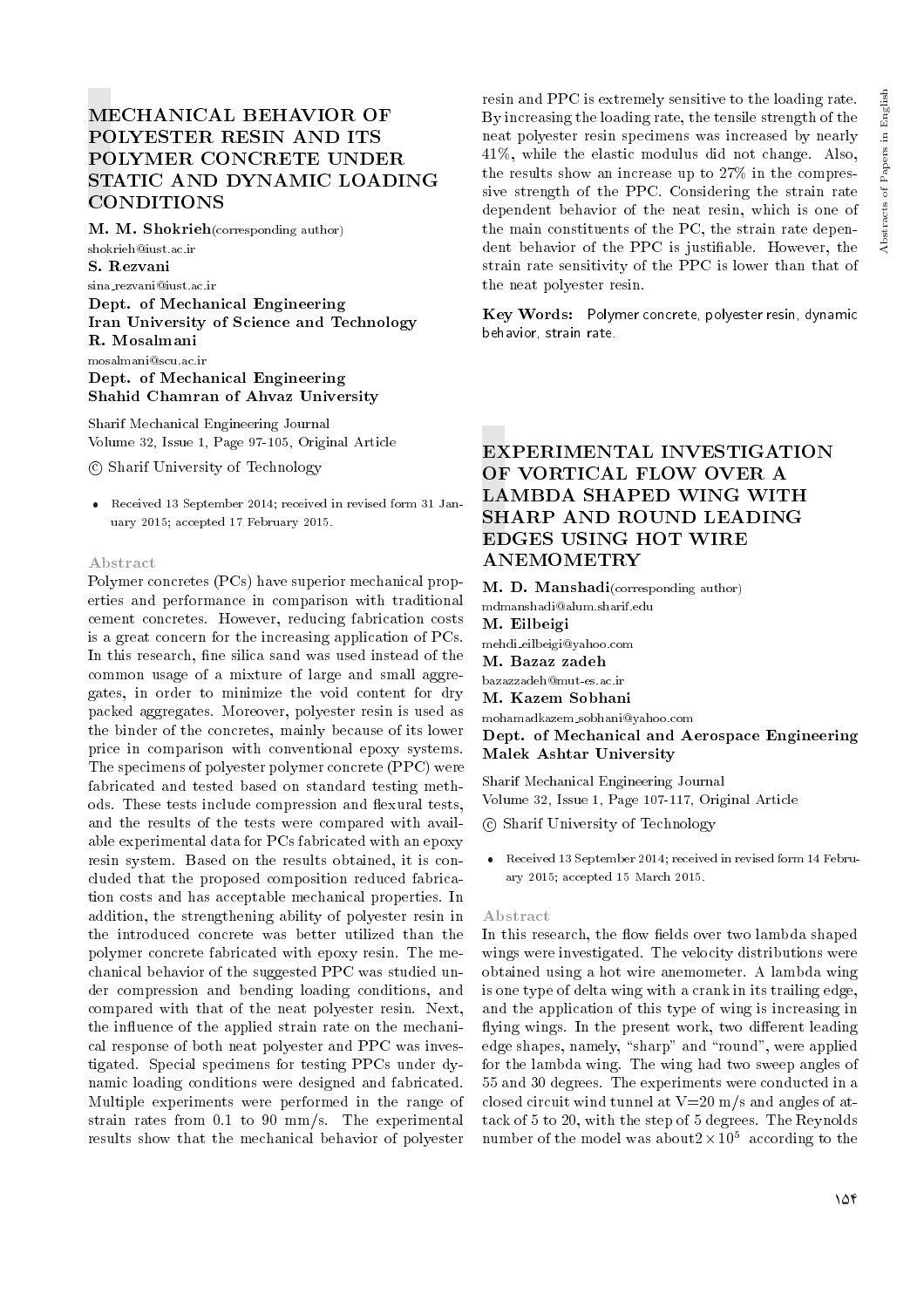# MECHANICAL BEHAVIOR OF POLYESTER RESIN AND ITS POLYMER CONCRETE UNDER STATIC AND DYNAMIC LOADING CONDITIONS

**M. M. Shokrieh** (corresponding author)
shokrieh@iust.ac.ir
**S. Rezvani**
sina_rezvani@iust.ac.ir
**Dept. of Mechanical Engineering**
**Iran University of Science and Technology**
**R. Mosalmani**
mosalmani@scu.ac.ir
**Dept. of Mechanical Engineering**
**Shahid Chamran of Ahvaz University**

Sharif Mechanical Engineering Journal
Volume 32, Issue 1, Page 97-105, Original Article

© Sharif University of Technology

- Received 13 September 2014; received in revised form 31 January 2015; accepted 17 February 2015.

### Abstract

Polymer concretes (PCs) have superior mechanical properties and performance in comparison with traditional cement concretes. However, reducing fabrication costs is a great concern for the increasing application of PCs. In this research, fine silica sand was used instead of the common usage of a mixture of large and small aggregates, in order to minimize the void content for dry packed aggregates. Moreover, polyester resin is used as the binder of the concretes, mainly because of its lower price in comparison with conventional epoxy systems. The specimens of polyester polymer concrete (PPC) were fabricated and tested based on standard testing methods. These tests include compression and flexural tests, and the results of the tests were compared with available experimental data for PCs fabricated with an epoxy resin system. Based on the results obtained, it is concluded that the proposed composition reduced fabrication costs and has acceptable mechanical properties. In addition, the strengthening ability of polyester resin in the introduced concrete was better utilized than the polymer concrete fabricated with epoxy resin. The mechanical behavior of the suggested PPC was studied under compression and bending loading conditions, and compared with that of the neat polyester resin. Next, the influence of the applied strain rate on the mechanical response of both neat polyester and PPC was investigated. Special specimens for testing PPCs under dynamic loading conditions were designed and fabricated. Multiple experiments were performed in the range of strain rates from 0.1 to 90 mm/s. The experimental results show that the mechanical behavior of polyester resin and PPC is extremely sensitive to the loading rate. By increasing the loading rate, the tensile strength of the neat polyester resin specimens was increased by nearly 41%, while the elastic modulus did not change. Also, the results show an increase up to 27% in the compressive strength of the PPC. Considering the strain rate dependent behavior of the neat resin, which is one of the main constituents of the PC, the strain rate dependent behavior of the PPC is justifiable. However, the strain rate sensitivity of the PPC is lower than that of the neat polyester resin.

**Key Words:** Polymer concrete, polyester resin, dynamic behavior, strain rate.

# EXPERIMENTAL INVESTIGATION OF VORTICAL FLOW OVER A LAMBDA SHAPED WING WITH SHARP AND ROUND LEADING EDGES USING HOT WIRE ANEMOMETRY

**M. D. Manshadi** (corresponding author)
mdmanshadi@alum.sharif.edu
**M. Eilbeigi**
mehdi_eilbeigi@yahoo.com
**M. Bazaz zadeh**
bazazzadeh@mut-es.ac.ir
**M. Kazem Sobhani**
mohamadkazem_sobhani@yahoo.com
**Dept. of Mechanical and Aerospace Engineering**
**Malek Ashtar University**

Sharif Mechanical Engineering Journal
Volume 32, Issue 1, Page 107-117, Original Article

© Sharif University of Technology

- Received 13 September 2014; received in revised form 14 February 2015; accepted 15 March 2015.

### Abstract

In this research, the flow fields over two lambda shaped wings were investigated. The velocity distributions were obtained using a hot wire anemometer. A lambda wing is one type of delta wing with a crank in its trailing edge, and the application of this type of wing is increasing in flying wings. In the present work, two different leading edge shapes, namely, "sharp" and "round", were applied for the lambda wing. The wing had two sweep angles of 55 and 30 degrees. The experiments were conducted in a closed circuit wind tunnel at V=20 m/s and angles of attack of 5 to 20, with the step of 5 degrees. The Reynolds number of the model was about $2 \times 10^5$ according to the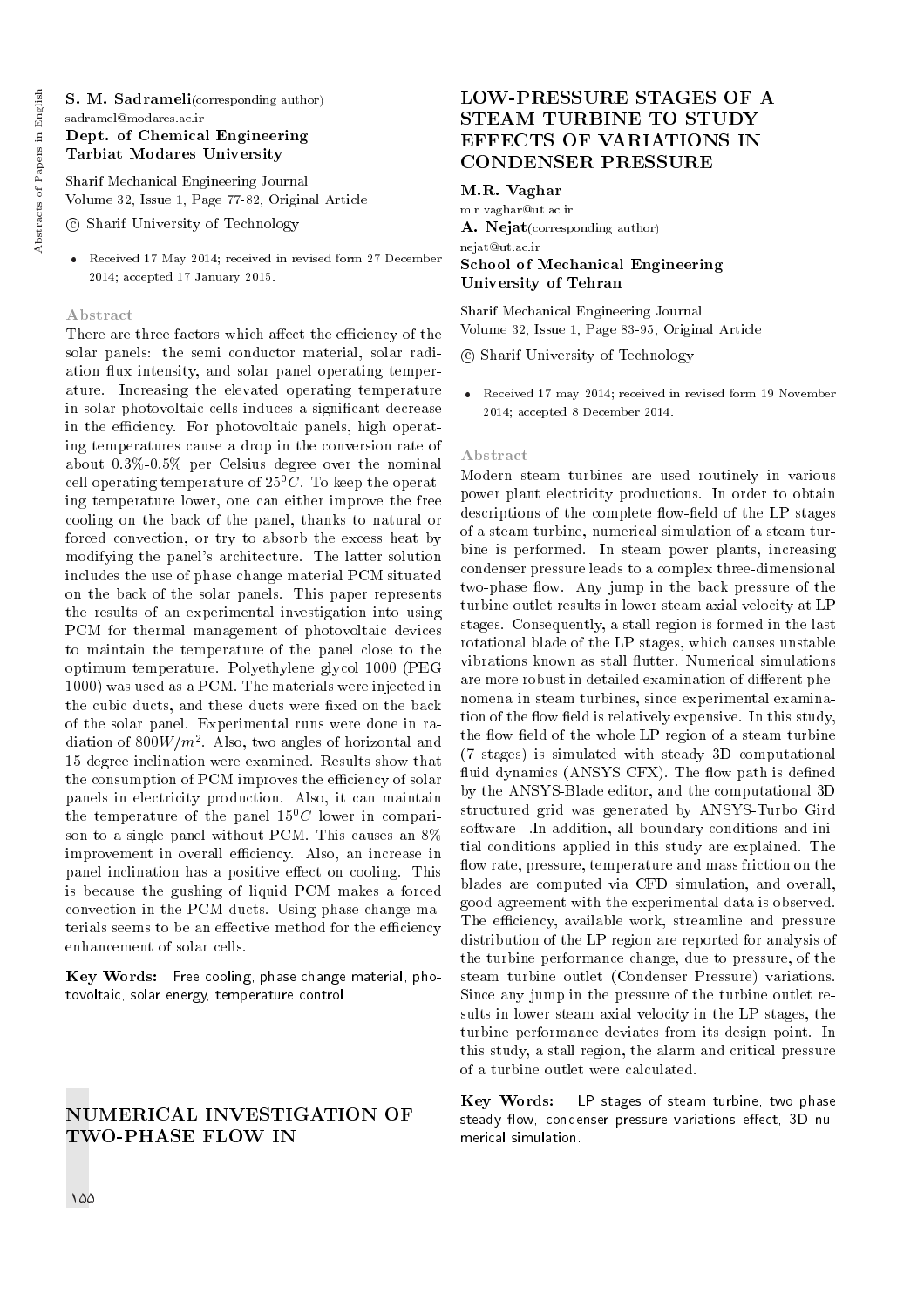**S. M. Sadrameli**(corresponding author)
sadramel@modares.ac.ir
**Dept. of Chemical Engineering**
**Tarbiat Modares University**

Sharif Mechanical Engineering Journal
Volume 32, Issue 1, Page 77-82, Original Article
© Sharif University of Technology

- Received 17 May 2014; received in revised form 27 December 2014; accepted 17 January 2015.

### Abstract

There are three factors which affect the efficiency of the solar panels: the semi conductor material, solar radiation flux intensity, and solar panel operating temperature. Increasing the elevated operating temperature in solar photovoltaic cells induces a significant decrease in the efficiency. For photovoltaic panels, high operating temperatures cause a drop in the conversion rate of about 0.3%-0.5% per Celsius degree over the nominal cell operating temperature of $25^0C$. To keep the operating temperature lower, one can either improve the free cooling on the back of the panel, thanks to natural or forced convection, or try to absorb the excess heat by modifying the panel's architecture. The latter solution includes the use of phase change material PCM situated on the back of the solar panels. This paper represents the results of an experimental investigation into using PCM for thermal management of photovoltaic devices to maintain the temperature of the panel close to the optimum temperature. Polyethylene glycol 1000 (PEG 1000) was used as a PCM. The materials were injected in the cubic ducts, and these ducts were fixed on the back of the solar panel. Experimental runs were done in radiation of $800W/m^2$. Also, two angles of horizontal and 15 degree inclination were examined. Results show that the consumption of PCM improves the efficiency of solar panels in electricity production. Also, it can maintain the temperature of the panel $15^0C$ lower in comparison to a single panel without PCM. This causes an 8% improvement in overall efficiency. Also, an increase in panel inclination has a positive effect on cooling. This is because the gushing of liquid PCM makes a forced convection in the PCM ducts. Using phase change materials seems to be an effective method for the efficiency enhancement of solar cells.

**Key Words:** Free cooling, phase change material, photovoltaic, solar energy, temperature control.

## NUMERICAL INVESTIGATION OF TWO-PHASE FLOW IN LOW-PRESSURE STAGES OF A STEAM TURBINE TO STUDY EFFECTS OF VARIATIONS IN CONDENSER PRESSURE

**M.R. Vaghar**
m.r.vaghar@ut.ac.ir
**A. Nejat**(corresponding author)
nejat@ut.ac.ir
**School of Mechanical Engineering**
**University of Tehran**

Sharif Mechanical Engineering Journal
Volume 32, Issue 1, Page 83-95, Original Article
© Sharif University of Technology

- Received 17 may 2014; received in revised form 19 November 2014; accepted 8 December 2014.

### Abstract

Modern steam turbines are used routinely in various power plant electricity productions. In order to obtain descriptions of the complete flow-field of the LP stages of a steam turbine, numerical simulation of a steam turbine is performed. In steam power plants, increasing condenser pressure leads to a complex three-dimensional two-phase flow. Any jump in the back pressure of the turbine outlet results in lower steam axial velocity at LP stages. Consequently, a stall region is formed in the last rotational blade of the LP stages, which causes unstable vibrations known as stall flutter. Numerical simulations are more robust in detailed examination of different phenomena in steam turbines, since experimental examination of the flow field is relatively expensive. In this study, the flow field of the whole LP region of a steam turbine (7 stages) is simulated with steady 3D computational fluid dynamics (ANSYS CFX). The flow path is defined by the ANSYS-Blade editor, and the computational 3D structured grid was generated by ANSYS-Turbo Gird software .In addition, all boundary conditions and initial conditions applied in this study are explained. The flow rate, pressure, temperature and mass friction on the blades are computed via CFD simulation, and overall, good agreement with the experimental data is observed. The efficiency, available work, streamline and pressure distribution of the LP region are reported for analysis of the turbine performance change, due to pressure, of the steam turbine outlet (Condenser Pressure) variations. Since any jump in the pressure of the turbine outlet results in lower steam axial velocity in the LP stages, the turbine performance deviates from its design point. In this study, a stall region, the alarm and critical pressure of a turbine outlet were calculated.

**Key Words:** LP stages of steam turbine, two phase steady flow, condenser pressure variations effect, 3D numerical simulation.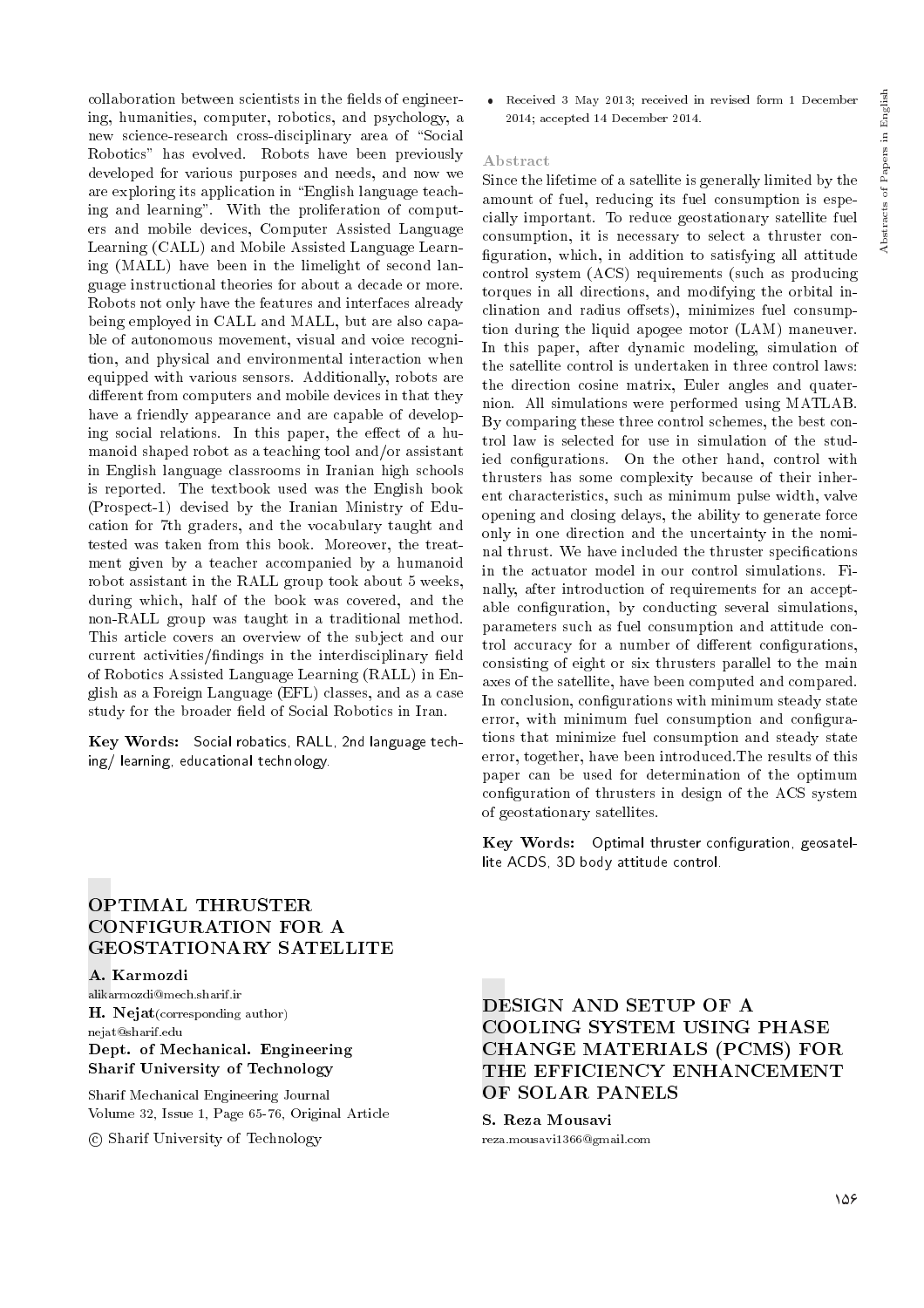collaboration between scientists in the fields of engineering, humanities, computer, robotics, and psychology, a new science-research cross-disciplinary area of "Social Robotics" has evolved. Robots have been previously developed for various purposes and needs, and now we are exploring its application in "English language teaching and learning". With the proliferation of computers and mobile devices, Computer Assisted Language Learning (CALL) and Mobile Assisted Language Learning (MALL) have been in the limelight of second language instructional theories for about a decade or more. Robots not only have the features and interfaces already being employed in CALL and MALL, but are also capable of autonomous movement, visual and voice recognition, and physical and environmental interaction when equipped with various sensors. Additionally, robots are different from computers and mobile devices in that they have a friendly appearance and are capable of developing social relations. In this paper, the effect of a humanoid shaped robot as a teaching tool and/or assistant in English language classrooms in Iranian high schools is reported. The textbook used was the English book (Prospect-1) devised by the Iranian Ministry of Education for 7th graders, and the vocabulary taught and tested was taken from this book. Moreover, the treatment given by a teacher accompanied by a humanoid robot assistant in the RALL group took about 5 weeks, during which, half of the book was covered, and the non-RALL group was taught in a traditional method. This article covers an overview of the subject and our current activities/findings in the interdisciplinary field of Robotics Assisted Language Learning (RALL) in English as a Foreign Language (EFL) classes, and as a case study for the broader field of Social Robotics in Iran.

**Key Words:** Social robatics, RALL, 2nd language teching/ learning, educational technology.

## OPTIMAL THRUSTER CONFIGURATION FOR A GEOSTATIONARY SATELLITE

**A. Karmozdi**
alikarmozdi@mech.sharif.ir
**H. Nejat**(corresponding author)
nejat@sharif.edu
**Dept. of Mechanical. Engineering**
**Sharif University of Technology**

Sharif Mechanical Engineering Journal
Volume 32, Issue 1, Page 65-76, Original Article
© Sharif University of Technology

- Received 3 May 2013; received in revised form 1 December 2014; accepted 14 December 2014.

### Abstract

Since the lifetime of a satellite is generally limited by the amount of fuel, reducing its fuel consumption is especially important. To reduce geostationary satellite fuel consumption, it is necessary to select a thruster configuration, which, in addition to satisfying all attitude control system (ACS) requirements (such as producing torques in all directions, and modifying the orbital inclination and radius offsets), minimizes fuel consumption during the liquid apogee motor (LAM) maneuver. In this paper, after dynamic modeling, simulation of the satellite control is undertaken in three control laws: the direction cosine matrix, Euler angles and quaternion. All simulations were performed using MATLAB. By comparing these three control schemes, the best control law is selected for use in simulation of the studied configurations. On the other hand, control with thrusters has some complexity because of their inherent characteristics, such as minimum pulse width, valve opening and closing delays, the ability to generate force only in one direction and the uncertainty in the nominal thrust. We have included the thruster specifications in the actuator model in our control simulations. Finally, after introduction of requirements for an acceptable configuration, by conducting several simulations, parameters such as fuel consumption and attitude control accuracy for a number of different configurations, consisting of eight or six thrusters parallel to the main axes of the satellite, have been computed and compared. In conclusion, configurations with minimum steady state error, with minimum fuel consumption and configurations that minimize fuel consumption and steady state error, together, have been introduced.The results of this paper can be used for determination of the optimum configuration of thrusters in design of the ACS system of geostationary satellites.

**Key Words:** Optimal thruster configuration, geosatellite ACDS, 3D body attitude control.

## DESIGN AND SETUP OF A COOLING SYSTEM USING PHASE CHANGE MATERIALS (PCMS) FOR THE EFFICIENCY ENHANCEMENT OF SOLAR PANELS

**S. Reza Mousavi**
reza.mousavi1366@gmail.com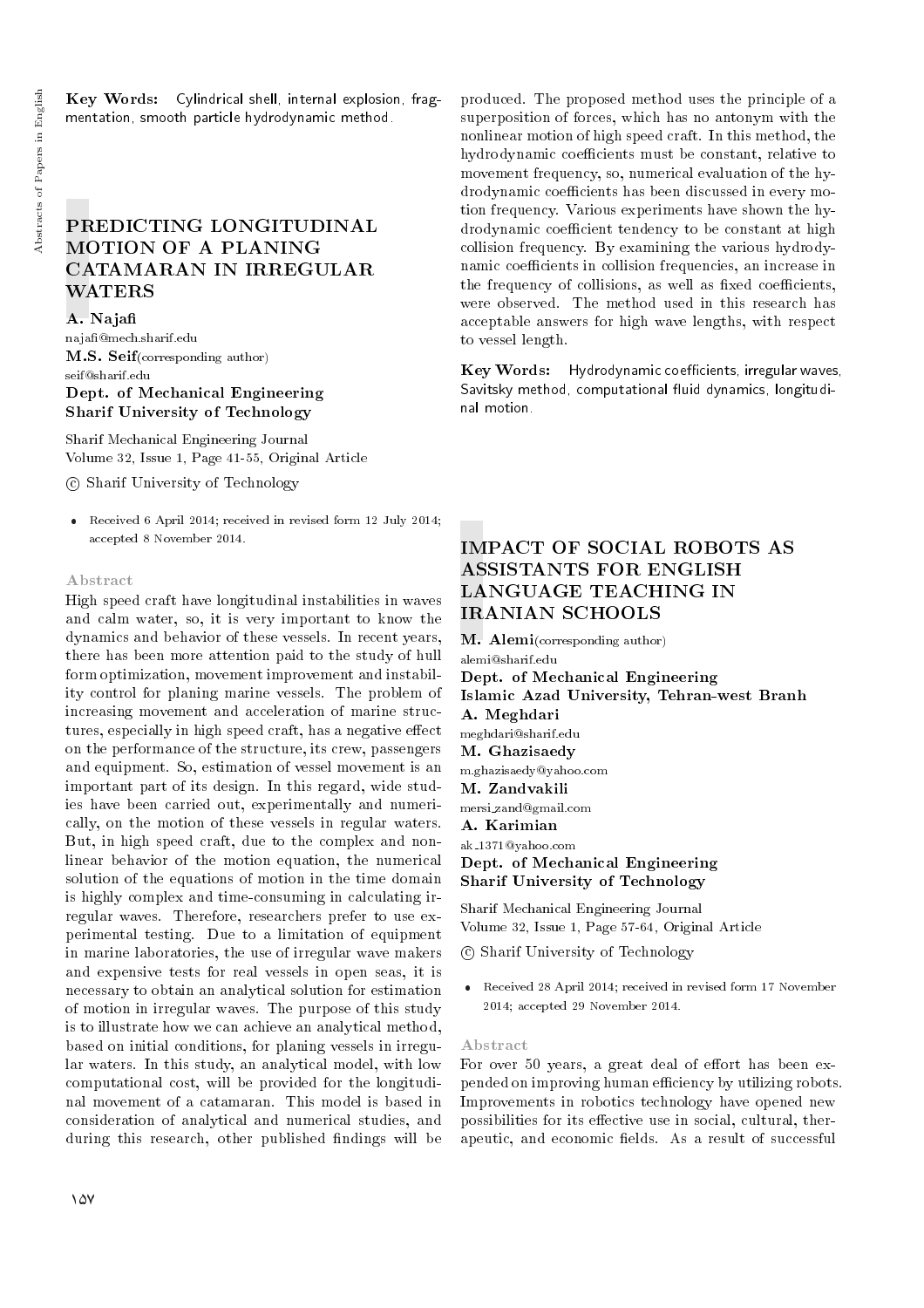**Key Words:** Cylindrical shell, internal explosion, fragmentation, smooth particle hydrodynamic method.

## PREDICTING LONGITUDINAL MOTION OF A PLANING CATAMARAN IN IRREGULAR WATERS

**A. Najafi**
najafi@mech.sharif.edu
**M.S. Seif**(corresponding author)
seif@sharif.edu
**Dept. of Mechanical Engineering**
**Sharif University of Technology**

Sharif Mechanical Engineering Journal
Volume 32, Issue 1, Page 41-55, Original Article
© Sharif University of Technology

- Received 6 April 2014; received in revised form 12 July 2014; accepted 8 November 2014.

### Abstract

High speed craft have longitudinal instabilities in waves and calm water, so, it is very important to know the dynamics and behavior of these vessels. In recent years, there has been more attention paid to the study of hull form optimization, movement improvement and instability control for planing marine vessels. The problem of increasing movement and acceleration of marine structures, especially in high speed craft, has a negative effect on the performance of the structure, its crew, passengers and equipment. So, estimation of vessel movement is an important part of its design. In this regard, wide studies have been carried out, experimentally and numerically, on the motion of these vessels in regular waters. But, in high speed craft, due to the complex and nonlinear behavior of the motion equation, the numerical solution of the equations of motion in the time domain is highly complex and time-consuming in calculating irregular waves. Therefore, researchers prefer to use experimental testing. Due to a limitation of equipment in marine laboratories, the use of irregular wave makers and expensive tests for real vessels in open seas, it is necessary to obtain an analytical solution for estimation of motion in irregular waves. The purpose of this study is to illustrate how we can achieve an analytical method, based on initial conditions, for planing vessels in irregular waters. In this study, an analytical model, with low computational cost, will be provided for the longitudinal movement of a catamaran. This model is based in consideration of analytical and numerical studies, and during this research, other published findings will be produced. The proposed method uses the principle of a superposition of forces, which has no antonym with the nonlinear motion of high speed craft. In this method, the hydrodynamic coefficients must be constant, relative to movement frequency, so, numerical evaluation of the hydrodynamic coefficients has been discussed in every motion frequency. Various experiments have shown the hydrodynamic coefficient tendency to be constant at high collision frequency. By examining the various hydrodynamic coefficients in collision frequencies, an increase in the frequency of collisions, as well as fixed coefficients, were observed. The method used in this research has acceptable answers for high wave lengths, with respect to vessel length.

**Key Words:** Hydrodynamic coefficients, irregular waves, Savitsky method, computational fluid dynamics, longitudinal motion.

## IMPACT OF SOCIAL ROBOTS AS ASSISTANTS FOR ENGLISH LANGUAGE TEACHING IN IRANIAN SCHOOLS

**M. Alemi**(corresponding author)
alemi@sharif.edu
**Dept. of Mechanical Engineering**
**Islamic Azad University, Tehran-west Branh**
**A. Meghdari**
meghdari@sharif.edu
**M. Ghazisaedy**
m.ghazisaedy@yahoo.com
**M. Zandvakili**
mersi_zand@gmail.com
**A. Karimian**
ak_1371@yahoo.com
**Dept. of Mechanical Engineering**
**Sharif University of Technology**

Sharif Mechanical Engineering Journal
Volume 32, Issue 1, Page 57-64, Original Article
© Sharif University of Technology

- Received 28 April 2014; received in revised form 17 November 2014; accepted 29 November 2014.

### Abstract

For over 50 years, a great deal of effort has been expended on improving human efficiency by utilizing robots. Improvements in robotics technology have opened new possibilities for its effective use in social, cultural, therapeutic, and economic fields. As a result of successful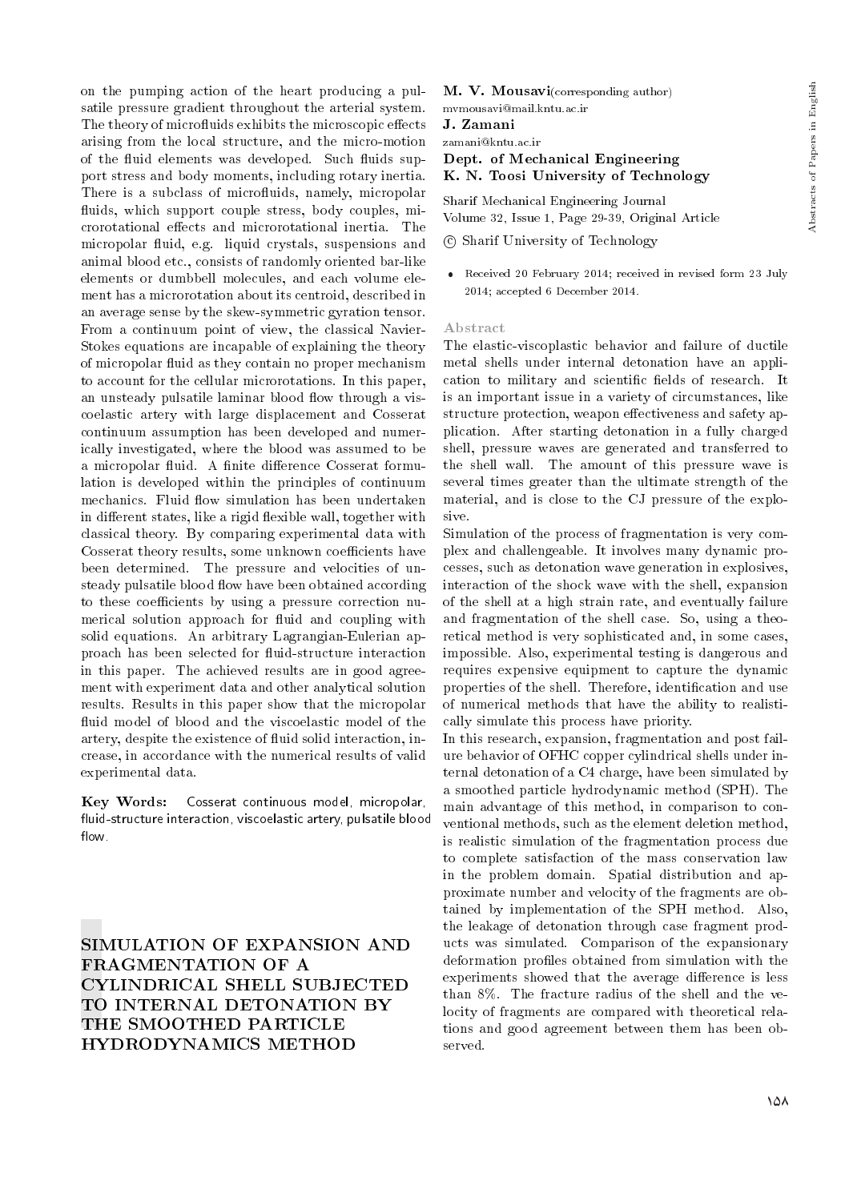on the pumping action of the heart producing a pulsatile pressure gradient throughout the arterial system. The theory of microfluids exhibits the microscopic effects arising from the local structure, and the micro-motion of the fluid elements was developed. Such fluids support stress and body moments, including rotary inertia. There is a subclass of microfluids, namely, micropolar fluids, which support couple stress, body couples, microrotational effects and microrotational inertia. The micropolar fluid, e.g. liquid crystals, suspensions and animal blood etc., consists of randomly oriented bar-like elements or dumbbell molecules, and each volume element has a microrotation about its centroid, described in an average sense by the skew-symmetric gyration tensor. From a continuum point of view, the classical Navier-Stokes equations are incapable of explaining the theory of micropolar fluid as they contain no proper mechanism to account for the cellular microrotations. In this paper, an unsteady pulsatile laminar blood flow through a viscoelastic artery with large displacement and Cosserat continuum assumption has been developed and numerically investigated, where the blood was assumed to be a micropolar fluid. A finite difference Cosserat formulation is developed within the principles of continuum mechanics. Fluid flow simulation has been undertaken in different states, like a rigid flexible wall, together with classical theory. By comparing experimental data with Cosserat theory results, some unknown coefficients have been determined. The pressure and velocities of unsteady pulsatile blood flow have been obtained according to these coefficients by using a pressure correction numerical solution approach for fluid and coupling with solid equations. An arbitrary Lagrangian-Eulerian approach has been selected for fluid-structure interaction in this paper. The achieved results are in good agreement with experiment data and other analytical solution results. Results in this paper show that the micropolar fluid model of blood and the viscoelastic model of the artery, despite the existence of fluid solid interaction, increase, in accordance with the numerical results of valid experimental data.

**Key Words:** Cosserat continuous model, micropolar, fluid-structure interaction, viscoelastic artery, pulsatile blood flow.

# SIMULATION OF EXPANSION AND FRAGMENTATION OF A CYLINDRICAL SHELL SUBJECTED TO INTERNAL DETONATION BY THE SMOOTHED PARTICLE HYDRODYNAMICS METHOD

**M. V. Mousavi**(corresponding author)
mvmousavi@mail.kntu.ac.ir

**J. Zamani**
zamani@kntu.ac.ir

**Dept. of Mechanical Engineering**
**K. N. Toosi University of Technology**

Sharif Mechanical Engineering Journal
Volume 32, Issue 1, Page 29-39, Original Article

© Sharif University of Technology

- Received 20 February 2014; received in revised form 23 July 2014; accepted 6 December 2014.

### Abstract

The elastic-viscoplastic behavior and failure of ductile metal shells under internal detonation have an application to military and scientific fields of research. It is an important issue in a variety of circumstances, like structure protection, weapon effectiveness and safety application. After starting detonation in a fully charged shell, pressure waves are generated and transferred to the shell wall. The amount of this pressure wave is several times greater than the ultimate strength of the material, and is close to the CJ pressure of the explosive.

Simulation of the process of fragmentation is very complex and challengeable. It involves many dynamic processes, such as detonation wave generation in explosives, interaction of the shock wave with the shell, expansion of the shell at a high strain rate, and eventually failure and fragmentation of the shell case. So, using a theoretical method is very sophisticated and, in some cases, impossible. Also, experimental testing is dangerous and requires expensive equipment to capture the dynamic properties of the shell. Therefore, identification and use of numerical methods that have the ability to realistically simulate this process have priority.

In this research, expansion, fragmentation and post failure behavior of OFHC copper cylindrical shells under internal detonation of a C4 charge, have been simulated by a smoothed particle hydrodynamic method (SPH). The main advantage of this method, in comparison to conventional methods, such as the element deletion method, is realistic simulation of the fragmentation process due to complete satisfaction of the mass conservation law in the problem domain. Spatial distribution and approximate number and velocity of the fragments are obtained by implementation of the SPH method. Also, the leakage of detonation through case fragment products was simulated. Comparison of the expansionary deformation profiles obtained from simulation with the experiments showed that the average difference is less than 8%. The fracture radius of the shell and the velocity of fragments are compared with theoretical relations and good agreement between them has been observed.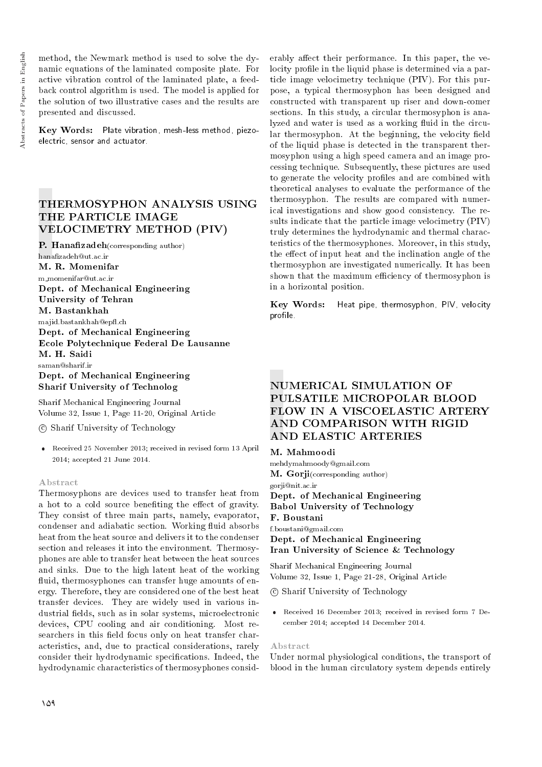method, the Newmark method is used to solve the dynamic equations of the laminated composite plate. For active vibration control of the laminated plate, a feedback control algorithm is used. The model is applied for the solution of two illustrative cases and the results are presented and discussed.

**Key Words:** Plate vibration, mesh-less method, piezoelectric, sensor and actuator.

## THERMOSYPHON ANALYSIS USING THE PARTICLE IMAGE VELOCIMETRY METHOD (PIV)

**P. Hanafizadeh**(corresponding author)
hanafizadeh@ut.ac.ir
**M. R. Momenifar**
m_momenifar@ut.ac.ir
**Dept. of Mechanical Engineering**
**University of Tehran**
**M. Bastankhah**
majid.bastankhah@epfl.ch
**Dept. of Mechanical Engineering**
**Ecole Polytechnique Federal De Lausanne**
**M. H. Saidi**
saman@sharif.ir
**Dept. of Mechanical Engineering**
**Sharif University of Technolog**

Sharif Mechanical Engineering Journal
Volume 32, Issue 1, Page 11-20, Original Article

© Sharif University of Technology

- Received 25 November 2013; received in revised form 13 April 2014; accepted 21 June 2014.

### Abstract

Thermosyphons are devices used to transfer heat from a hot to a cold source benefiting the effect of gravity. They consist of three main parts, namely, evaporator, condenser and adiabatic section. Working fluid absorbs heat from the heat source and delivers it to the condenser section and releases it into the environment. Thermosyphones are able to transfer heat between the heat sources and sinks. Due to the high latent heat of the working fluid, thermosyphones can transfer huge amounts of energy. Therefore, they are considered one of the best heat transfer devices. They are widely used in various industrial fields, such as in solar systems, microelectronic devices, CPU cooling and air conditioning. Most researchers in this field focus only on heat transfer characteristics, and, due to practical considerations, rarely consider their hydrodynamic specifications. Indeed, the hydrodynamic characteristics of thermosyphones considerably affect their performance. In this paper, the velocity profile in the liquid phase is determined via a particle image velocimetry technique (PIV). For this purpose, a typical thermosyphon has been designed and constructed with transparent up riser and down-comer sections. In this study, a circular thermosyphon is analyzed and water is used as a working fluid in the circular thermosyphon. At the beginning, the velocity field of the liquid phase is detected in the transparent thermosyphon using a high speed camera and an image processing technique. Subsequently, these pictures are used to generate the velocity profiles and are combined with theoretical analyses to evaluate the performance of the thermosyphon. The results are compared with numerical investigations and show good consistency. The results indicate that the particle image velocimetry (PIV) truly determines the hydrodynamic and thermal characteristics of the thermosyphones. Moreover, in this study, the effect of input heat and the inclination angle of the thermosyphon are investigated numerically. It has been shown that the maximum efficiency of thermosyphon is in a horizontal position.

**Key Words:** Heat pipe, thermosyphon, PIV, velocity profile.

## NUMERICAL SIMULATION OF PULSATILE MICROPOLAR BLOOD FLOW IN A VISCOELASTIC ARTERY AND COMPARISON WITH RIGID AND ELASTIC ARTERIES

**M. Mahmoodi**
mehdymahmoody@gmail.com
**M. Gorji**(corresponding author)
gorji@nit.ac.ir
**Dept. of Mechanical Engineering**
**Babol University of Technology**
**F. Boustani**
f.boustani@gmail.com
**Dept. of Mechanical Engineering**
**Iran University of Science & Technology**

Sharif Mechanical Engineering Journal
Volume 32, Issue 1, Page 21-28, Original Article

© Sharif University of Technology

- Received 16 December 2013; received in revised form 7 December 2014; accepted 14 December 2014.

### Abstract

Under normal physiological conditions, the transport of blood in the human circulatory system depends entirely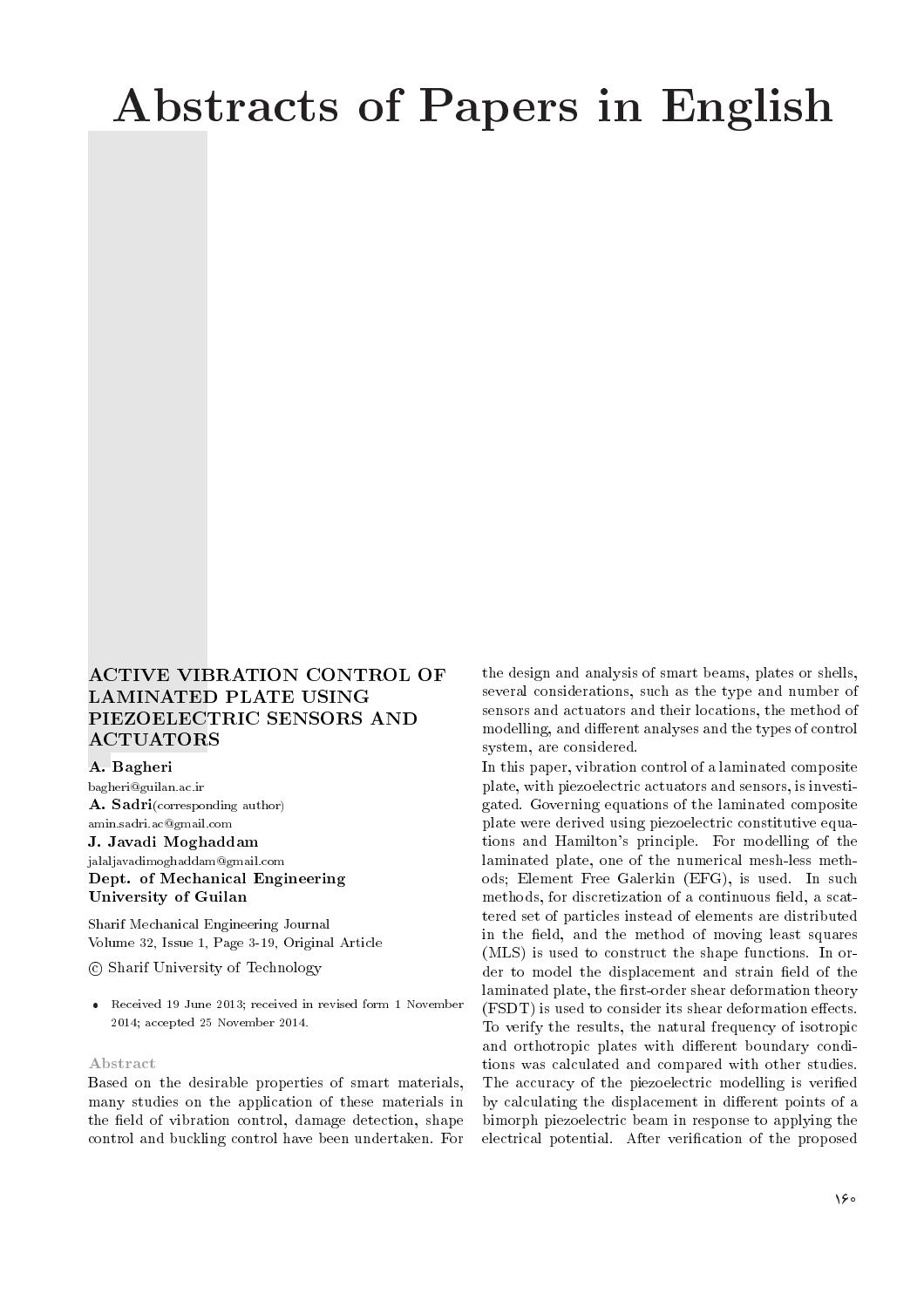# Abstracts of Papers in English

## ACTIVE VIBRATION CONTROL OF LAMINATED PLATE USING PIEZOELECTRIC SENSORS AND ACTUATORS

**A. Bagheri**
bagheri@guilan.ac.ir
**A. Sadri**(corresponding author)
amin.sadri.ac@gmail.com
**J. Javadi Moghaddam**
jalaljavadimoghaddam@gmail.com
**Dept. of Mechanical Engineering**
**University of Guilan**

Sharif Mechanical Engineering Journal
Volume 32, Issue 1, Page 3-19, Original Article

© Sharif University of Technology

- Received 19 June 2013; received in revised form 1 November 2014; accepted 25 November 2014.

### Abstract

Based on the desirable properties of smart materials, many studies on the application of these materials in the field of vibration control, damage detection, shape control and buckling control have been undertaken. For the design and analysis of smart beams, plates or shells, several considerations, such as the type and number of sensors and actuators and their locations, the method of modelling, and different analyses and the types of control system, are considered.

In this paper, vibration control of a laminated composite plate, with piezoelectric actuators and sensors, is investigated. Governing equations of the laminated composite plate were derived using piezoelectric constitutive equations and Hamilton's principle. For modelling of the laminated plate, one of the numerical mesh-less methods; Element Free Galerkin (EFG), is used. In such methods, for discretization of a continuous field, a scattered set of particles instead of elements are distributed in the field, and the method of moving least squares (MLS) is used to construct the shape functions. In order to model the displacement and strain field of the laminated plate, the first-order shear deformation theory (FSDT) is used to consider its shear deformation effects. To verify the results, the natural frequency of isotropic and orthotropic plates with different boundary conditions was calculated and compared with other studies. The accuracy of the piezoelectric modelling is verified by calculating the displacement in different points of a bimorph piezoelectric beam in response to applying the electrical potential. After verification of the proposed